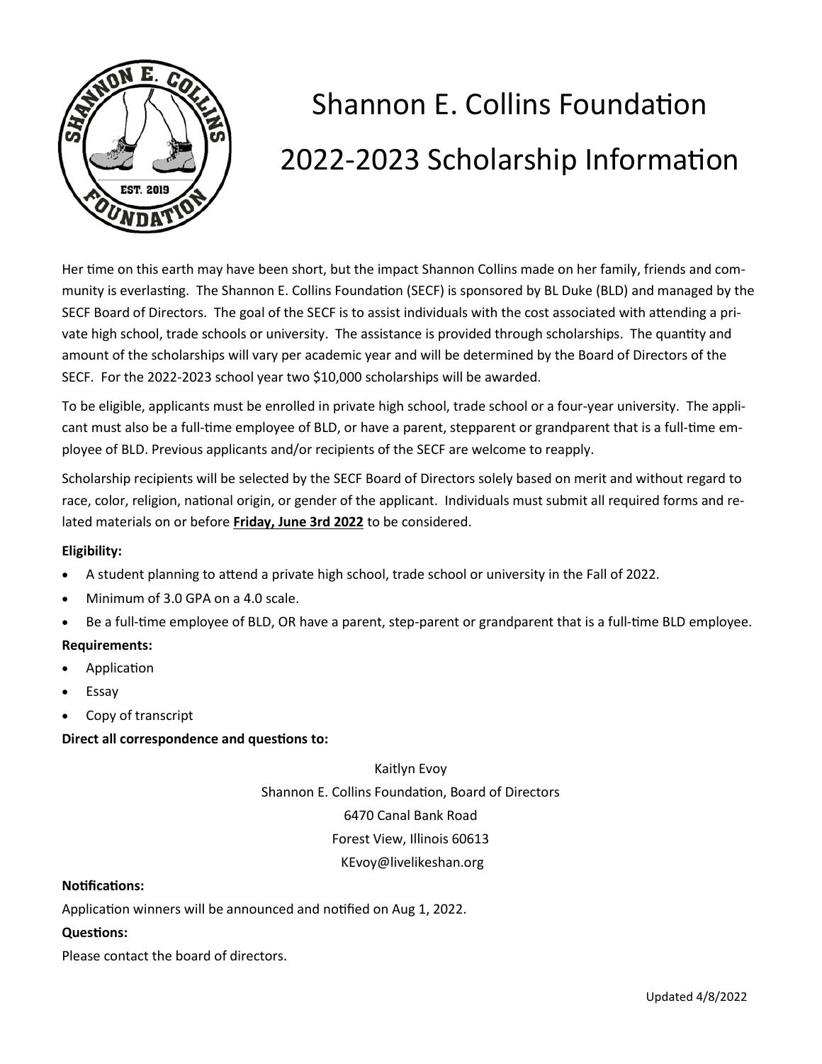# Shannon E. Collins Foundation

# 2022-2023 Scholarship Information

Her time on this earth may have been short, but the impact Shannon Collins made on her family, friends and community is everlasting. The Shannon E. Collins Foundation (SECF) is sponsored by BL Duke (BLD) and managed by the SECF Board of Directors. The goal of the SECF is to assist individuals with the cost associated with attending a private high school, trade schools or university. The assistance is provided through scholarships. The quantity and amount of the scholarships will vary per academic year and will be determined by the Board of Directors of the SECF. For the 2022-2023 school year two $10,000 scholarships will be awarded.

To be eligible, applicants must be enrolled in private high school, trade school or a four-year university. The applicant must also be a full-time employee of BLD, or have a parent, stepparent or grandparent that is a full-time employee of BLD. Previous applicants and/or recipients of the SECF are welcome to reapply.

Scholarship recipients will be selected by the SECF Board of Directors solely based on merit and without regard to race, color, religion, national origin, or gender of the applicant. Individuals must submit all required forms and related materials on or before **Friday, June 3rd 2022** to be considered.

**Eligibility:**

- A student planning to attend a private high school, trade school or university in the Fall of 2022.
- Minimum of 3.0 GPA on a 4.0 scale.
- Be a full-time employee of BLD, OR have a parent, step-parent or grandparent that is a full-time BLD employee.

**Requirements:**

- Application
- Essay
- Copy of transcript

**Direct all correspondence and questions to:**

Kaitlyn Evoy
Shannon E. Collins Foundation, Board of Directors
6470 Canal Bank Road
Forest View, Illinois 60613
KEvoy@livelikeshan.org

**Notifications:**

Application winners will be announced and notified on Aug 1, 2022.

**Questions:**

Please contact the board of directors.

Updated 4/8/2022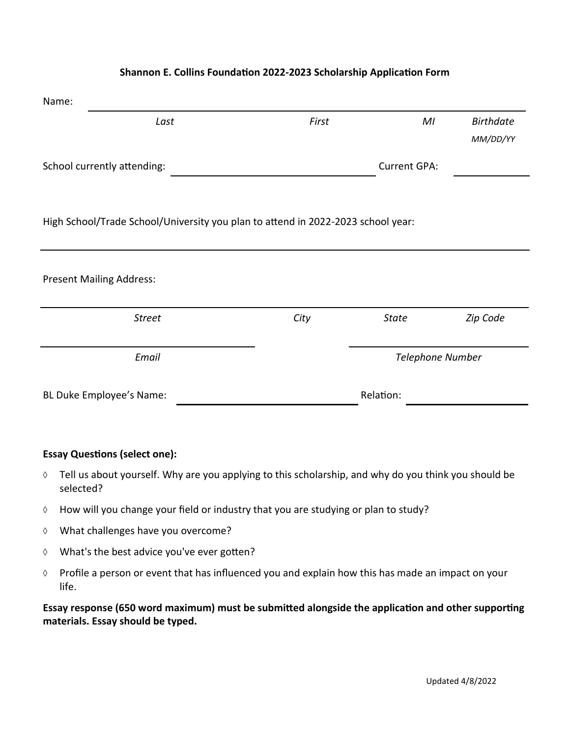**Shannon E. Collins Foundation 2022-2023 Scholarship Application Form**

Name: ______________________________________________

*Last* *First* *MI* *Birthdate MM/DD/YY*

School currently attending: ______________________ Current GPA: __________

High School/Trade School/University you plan to attend in 2022-2023 school year:

______________________________________________

Present Mailing Address:

______________________________________________

*Street* *City* *State* *Zip Code*

______________________ ______________________

*Email* *Telephone Number*

BL Duke Employee's Name: ______________________ Relation: __________

**Essay Questions (select one):**

- Tell us about yourself. Why are you applying to this scholarship, and why do you think you should be selected?
- How will you change your field or industry that you are studying or plan to study?
- What challenges have you overcome?
- What's the best advice you've ever gotten?
- Profile a person or event that has influenced you and explain how this has made an impact on your life.

**Essay response (650 word maximum) must be submitted alongside the application and other supporting materials. Essay should be typed.**

Updated 4/8/2022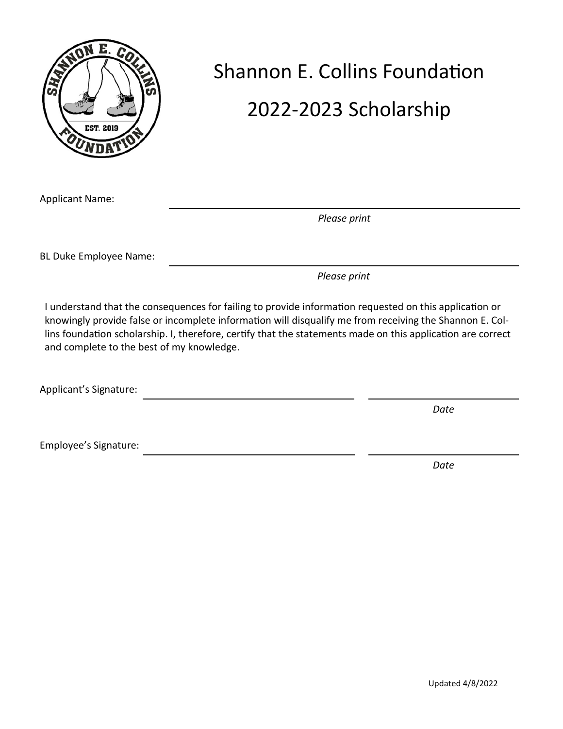# Shannon E. Collins Foundation

# 2022-2023 Scholarship

Applicant Name: ______________________________

*Please print*

BL Duke Employee Name: ______________________________

*Please print*

I understand that the consequences for failing to provide information requested on this application or knowingly provide false or incomplete information will disqualify me from receiving the Shannon E. Collins foundation scholarship. I, therefore, certify that the statements made on this application are correct and complete to the best of my knowledge.

Applicant's Signature: ______________________________ ______________

*Date*

Employee's Signature: ______________________________ ______________

*Date*

Updated 4/8/2022